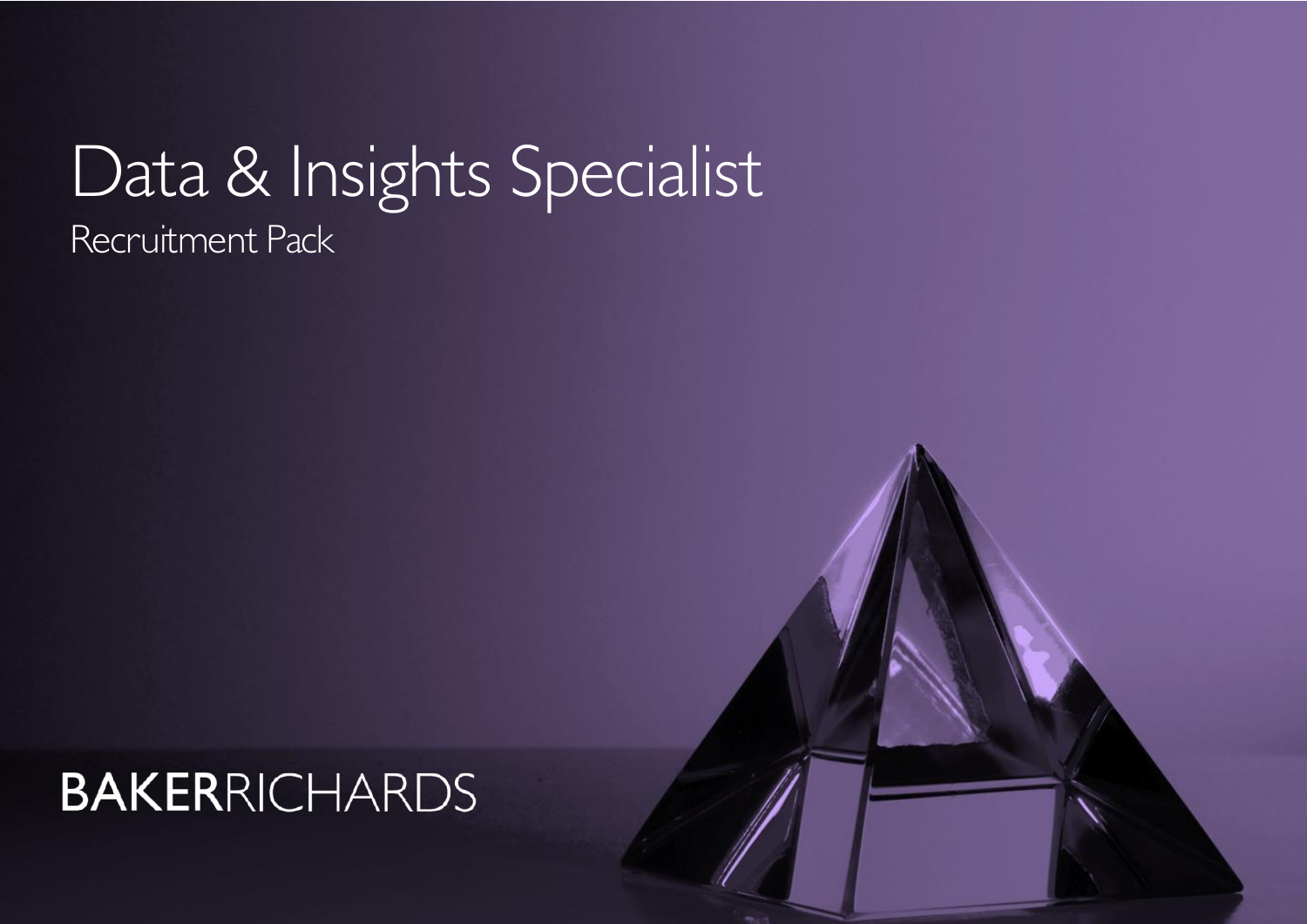# Data & Insights Specialist

Recruitment Pack

BAKERRICHARDS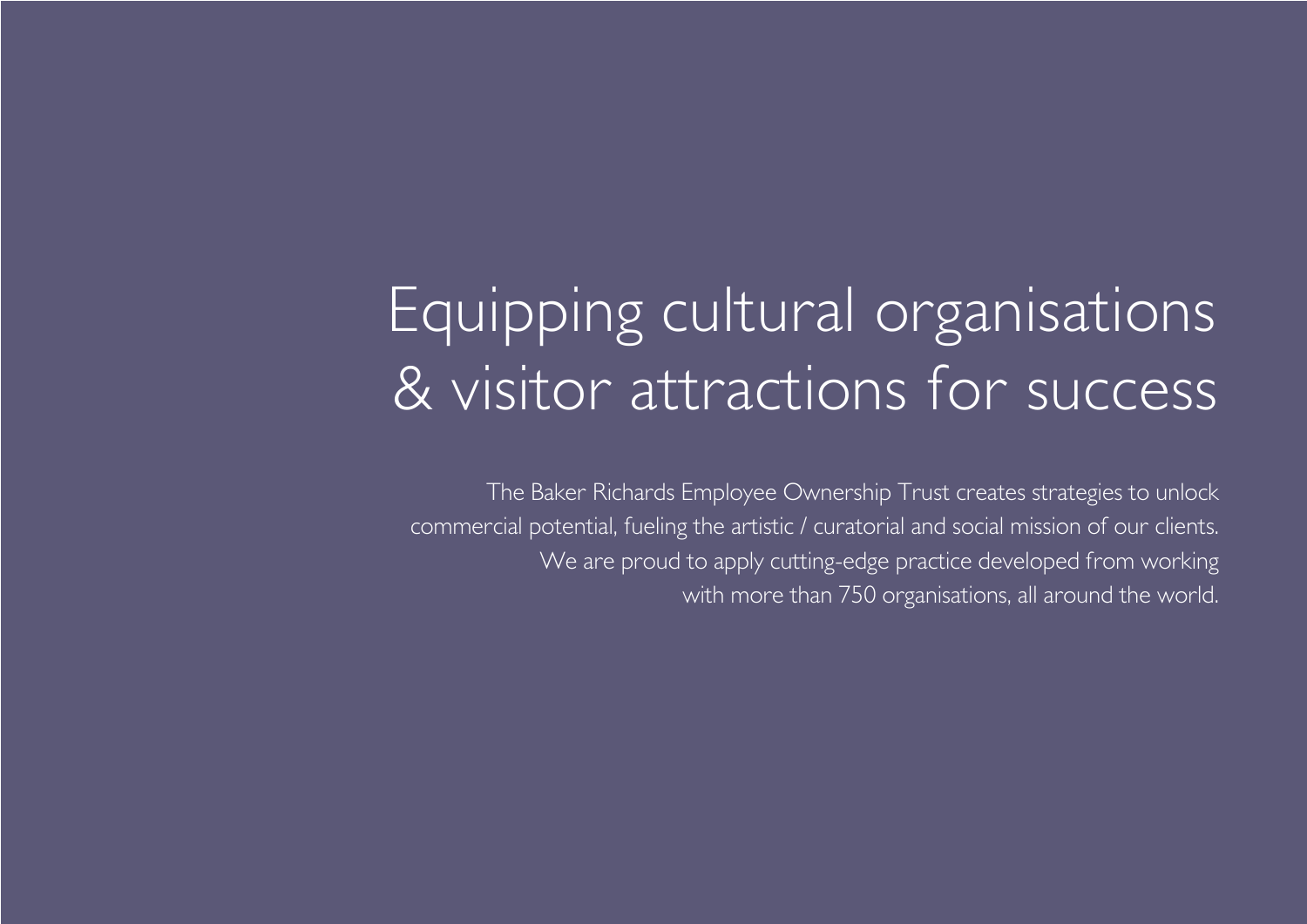# Equipping cultural organisations & visitor attractions for success

The Baker Richards Employee Ownership Trust creates strategies to unlock commercial potential, fueling the artistic / curatorial and social mission of our clients. We are proud to apply cutting-edge practice developed from working with more than 750 organisations, all around the world.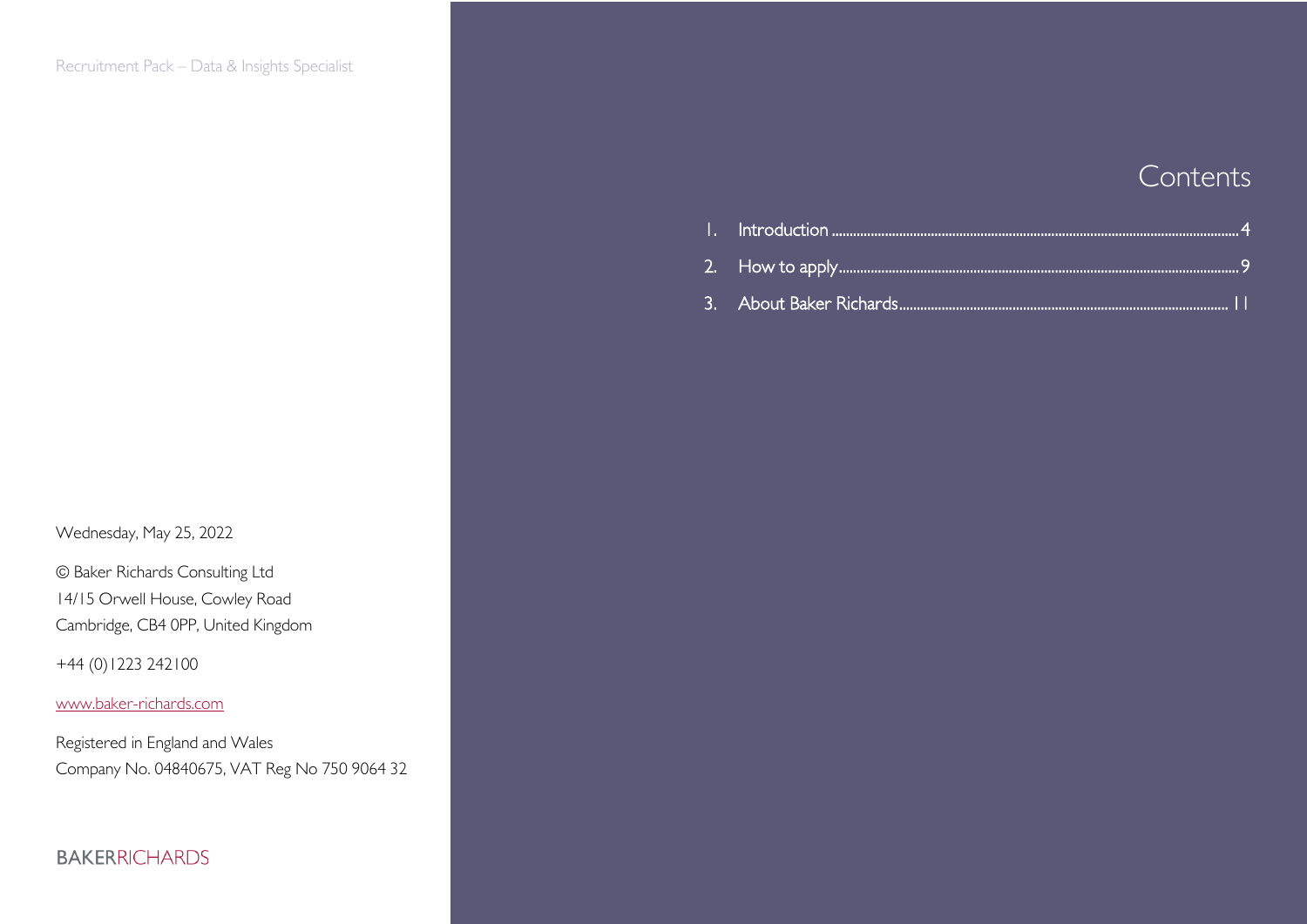Wednesday, May 25, 2022

© Baker Richards Consulting Ltd
14/15 Orwell House, Cowley Road
Cambridge, CB4 0PP, United Kingdom

+44 (0)1223 242100

www.baker-richards.com

Registered in England and Wales
Company No. 04840675, VAT Reg No 750 9064 32

BAKERRICHARDS

# Contents

1. Introduction ........................................ 4
2. How to apply ........................................ 9
3. About Baker Richards ........................................ 11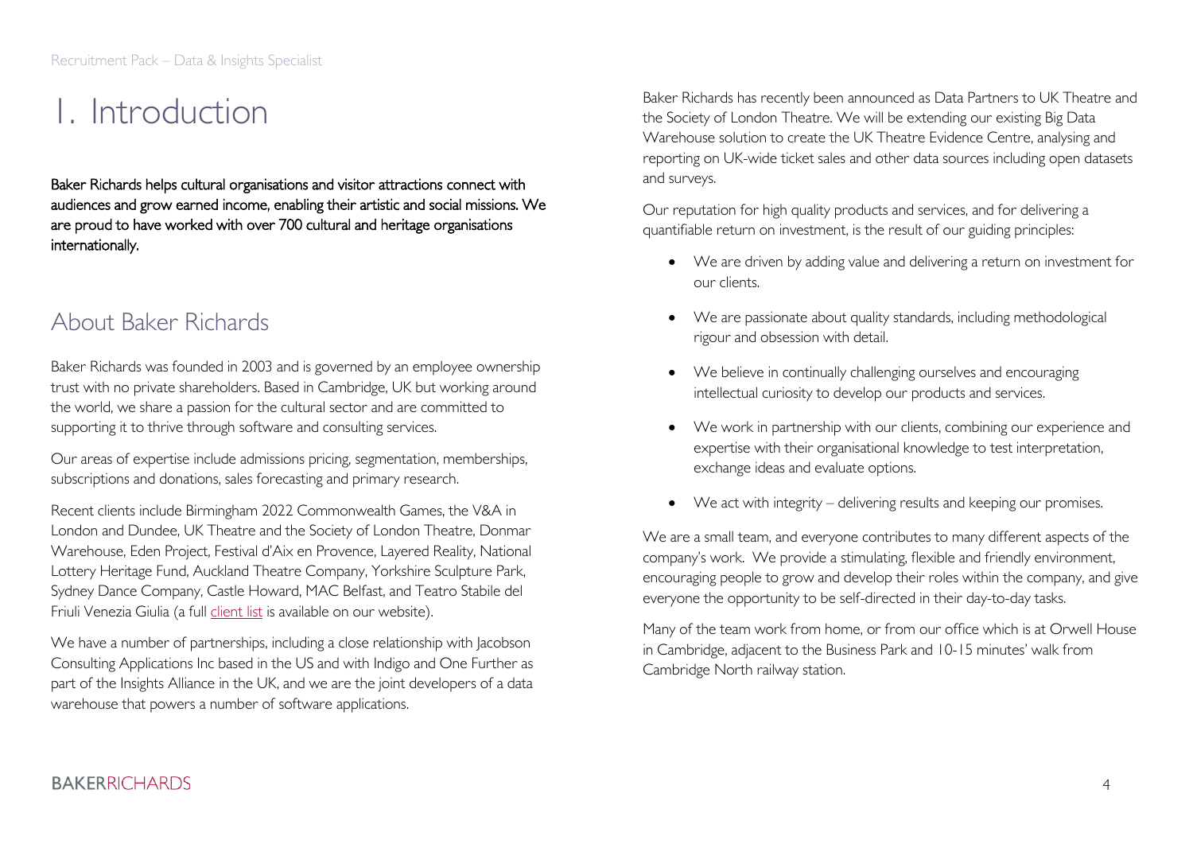# 1. Introduction

Baker Richards helps cultural organisations and visitor attractions connect with audiences and grow earned income, enabling their artistic and social missions. We are proud to have worked with over 700 cultural and heritage organisations internationally.

## About Baker Richards

Baker Richards was founded in 2003 and is governed by an employee ownership trust with no private shareholders. Based in Cambridge, UK but working around the world, we share a passion for the cultural sector and are committed to supporting it to thrive through software and consulting services.

Our areas of expertise include admissions pricing, segmentation, memberships, subscriptions and donations, sales forecasting and primary research.

Recent clients include Birmingham 2022 Commonwealth Games, the V&A in London and Dundee, UK Theatre and the Society of London Theatre, Donmar Warehouse, Eden Project, Festival d'Aix en Provence, Layered Reality, National Lottery Heritage Fund, Auckland Theatre Company, Yorkshire Sculpture Park, Sydney Dance Company, Castle Howard, MAC Belfast, and Teatro Stabile del Friuli Venezia Giulia (a full client list is available on our website).

We have a number of partnerships, including a close relationship with Jacobson Consulting Applications Inc based in the US and with Indigo and One Further as part of the Insights Alliance in the UK, and we are the joint developers of a data warehouse that powers a number of software applications.

Baker Richards has recently been announced as Data Partners to UK Theatre and the Society of London Theatre. We will be extending our existing Big Data Warehouse solution to create the UK Theatre Evidence Centre, analysing and reporting on UK-wide ticket sales and other data sources including open datasets and surveys.

Our reputation for high quality products and services, and for delivering a quantifiable return on investment, is the result of our guiding principles:

- We are driven by adding value and delivering a return on investment for our clients.
- We are passionate about quality standards, including methodological rigour and obsession with detail.
- We believe in continually challenging ourselves and encouraging intellectual curiosity to develop our products and services.
- We work in partnership with our clients, combining our experience and expertise with their organisational knowledge to test interpretation, exchange ideas and evaluate options.
- We act with integrity – delivering results and keeping our promises.

We are a small team, and everyone contributes to many different aspects of the company's work. We provide a stimulating, flexible and friendly environment, encouraging people to grow and develop their roles within the company, and give everyone the opportunity to be self-directed in their day-to-day tasks.

Many of the team work from home, or from our office which is at Orwell House in Cambridge, adjacent to the Business Park and 10-15 minutes' walk from Cambridge North railway station.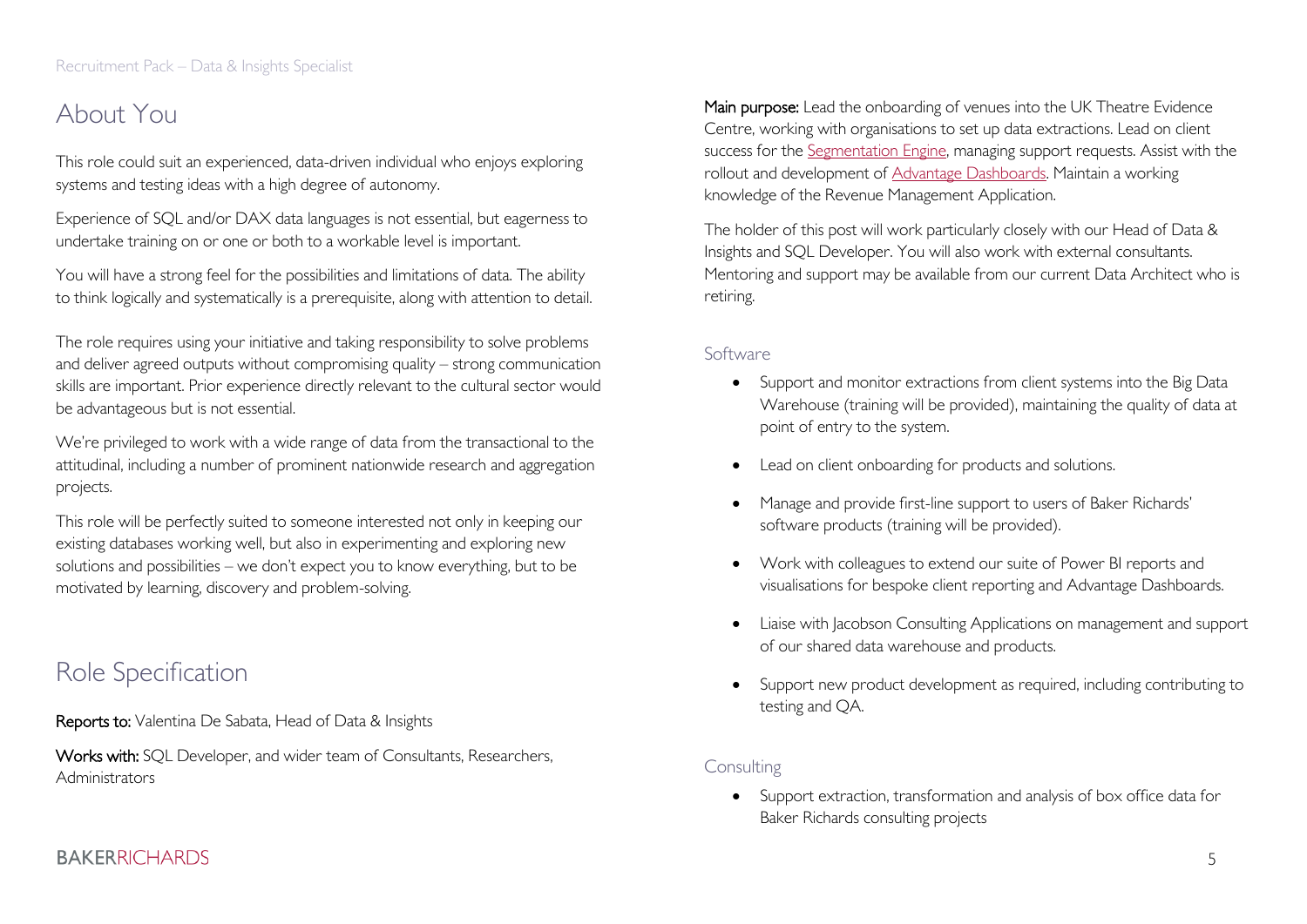## About You

This role could suit an experienced, data-driven individual who enjoys exploring systems and testing ideas with a high degree of autonomy.

Experience of SQL and/or DAX data languages is not essential, but eagerness to undertake training on or one or both to a workable level is important.

You will have a strong feel for the possibilities and limitations of data. The ability to think logically and systematically is a prerequisite, along with attention to detail.

The role requires using your initiative and taking responsibility to solve problems and deliver agreed outputs without compromising quality – strong communication skills are important. Prior experience directly relevant to the cultural sector would be advantageous but is not essential.

We're privileged to work with a wide range of data from the transactional to the attitudinal, including a number of prominent nationwide research and aggregation projects.

This role will be perfectly suited to someone interested not only in keeping our existing databases working well, but also in experimenting and exploring new solutions and possibilities – we don't expect you to know everything, but to be motivated by learning, discovery and problem-solving.

## Role Specification

**Reports to:** Valentina De Sabata, Head of Data & Insights

**Works with:** SQL Developer, and wider team of Consultants, Researchers, Administrators

**Main purpose:** Lead the onboarding of venues into the UK Theatre Evidence Centre, working with organisations to set up data extractions. Lead on client success for the Segmentation Engine, managing support requests. Assist with the rollout and development of Advantage Dashboards. Maintain a working knowledge of the Revenue Management Application.

The holder of this post will work particularly closely with our Head of Data & Insights and SQL Developer. You will also work with external consultants. Mentoring and support may be available from our current Data Architect who is retiring.

### Software

- Support and monitor extractions from client systems into the Big Data Warehouse (training will be provided), maintaining the quality of data at point of entry to the system.
- Lead on client onboarding for products and solutions.
- Manage and provide first-line support to users of Baker Richards' software products (training will be provided).
- Work with colleagues to extend our suite of Power BI reports and visualisations for bespoke client reporting and Advantage Dashboards.
- Liaise with Jacobson Consulting Applications on management and support of our shared data warehouse and products.
- Support new product development as required, including contributing to testing and QA.

### Consulting

- Support extraction, transformation and analysis of box office data for Baker Richards consulting projects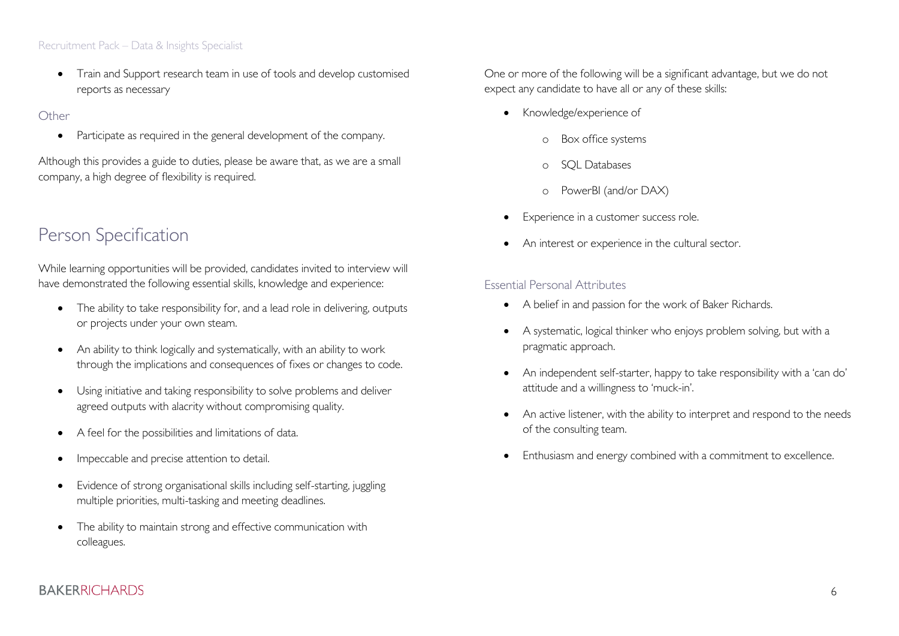- Train and Support research team in use of tools and develop customised reports as necessary

### Other

- Participate as required in the general development of the company.

Although this provides a guide to duties, please be aware that, as we are a small company, a high degree of flexibility is required.

## Person Specification

While learning opportunities will be provided, candidates invited to interview will have demonstrated the following essential skills, knowledge and experience:

- The ability to take responsibility for, and a lead role in delivering, outputs or projects under your own steam.
- An ability to think logically and systematically, with an ability to work through the implications and consequences of fixes or changes to code.
- Using initiative and taking responsibility to solve problems and deliver agreed outputs with alacrity without compromising quality.
- A feel for the possibilities and limitations of data.
- Impeccable and precise attention to detail.
- Evidence of strong organisational skills including self-starting, juggling multiple priorities, multi-tasking and meeting deadlines.
- The ability to maintain strong and effective communication with colleagues.

One or more of the following will be a significant advantage, but we do not expect any candidate to have all or any of these skills:

- Knowledge/experience of
    - Box office systems
    - SQL Databases
    - PowerBI (and/or DAX)
- Experience in a customer success role.
- An interest or experience in the cultural sector.

### Essential Personal Attributes

- A belief in and passion for the work of Baker Richards.
- A systematic, logical thinker who enjoys problem solving, but with a pragmatic approach.
- An independent self-starter, happy to take responsibility with a 'can do' attitude and a willingness to 'muck-in'.
- An active listener, with the ability to interpret and respond to the needs of the consulting team.
- Enthusiasm and energy combined with a commitment to excellence.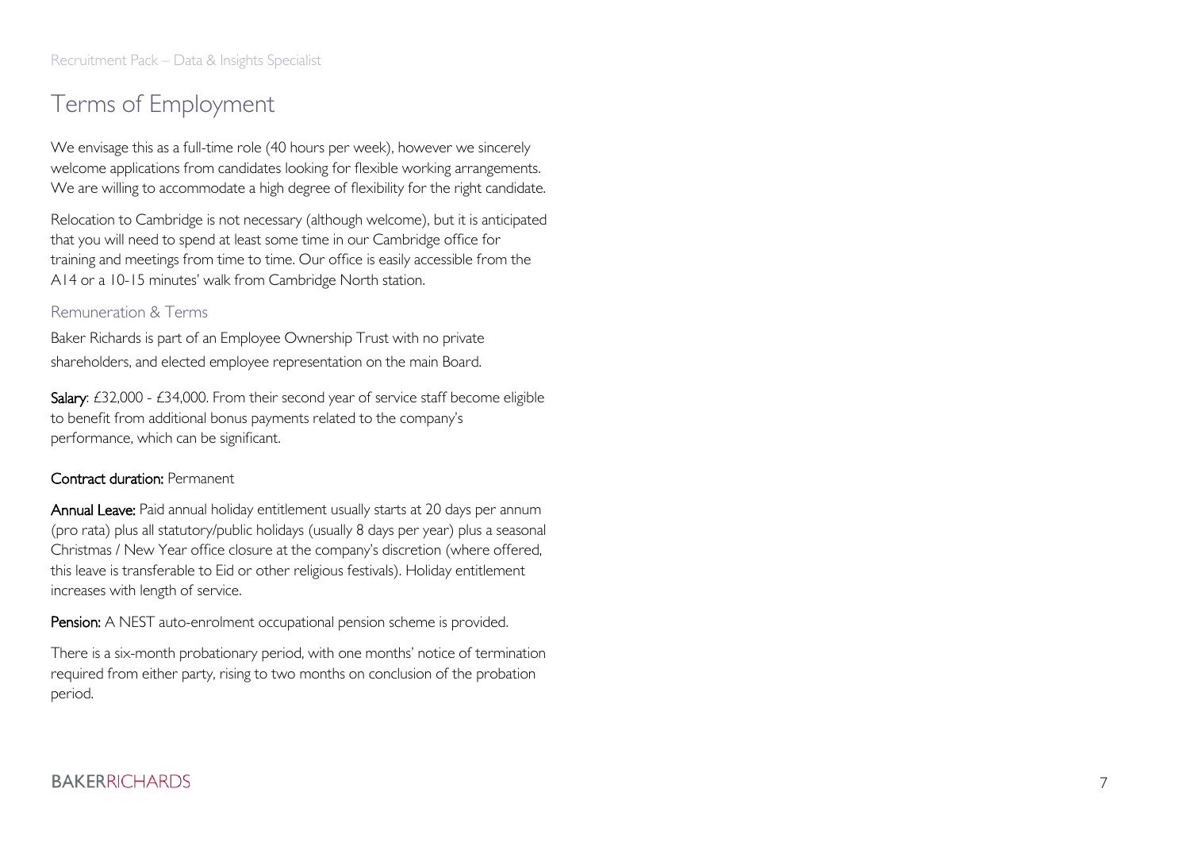# Terms of Employment

We envisage this as a full-time role (40 hours per week), however we sincerely welcome applications from candidates looking for flexible working arrangements. We are willing to accommodate a high degree of flexibility for the right candidate.

Relocation to Cambridge is not necessary (although welcome), but it is anticipated that you will need to spend at least some time in our Cambridge office for training and meetings from time to time. Our office is easily accessible from the A14 or a 10-15 minutes' walk from Cambridge North station.

## Remuneration & Terms

Baker Richards is part of an Employee Ownership Trust with no private shareholders, and elected employee representation on the main Board.

**Salary**: £32,000 - £34,000. From their second year of service staff become eligible to benefit from additional bonus payments related to the company's performance, which can be significant.

**Contract duration:** Permanent

**Annual Leave:** Paid annual holiday entitlement usually starts at 20 days per annum (pro rata) plus all statutory/public holidays (usually 8 days per year) plus a seasonal Christmas / New Year office closure at the company's discretion (where offered, this leave is transferable to Eid or other religious festivals). Holiday entitlement increases with length of service.

**Pension:** A NEST auto-enrolment occupational pension scheme is provided.

There is a six-month probationary period, with one months' notice of termination required from either party, rising to two months on conclusion of the probation period.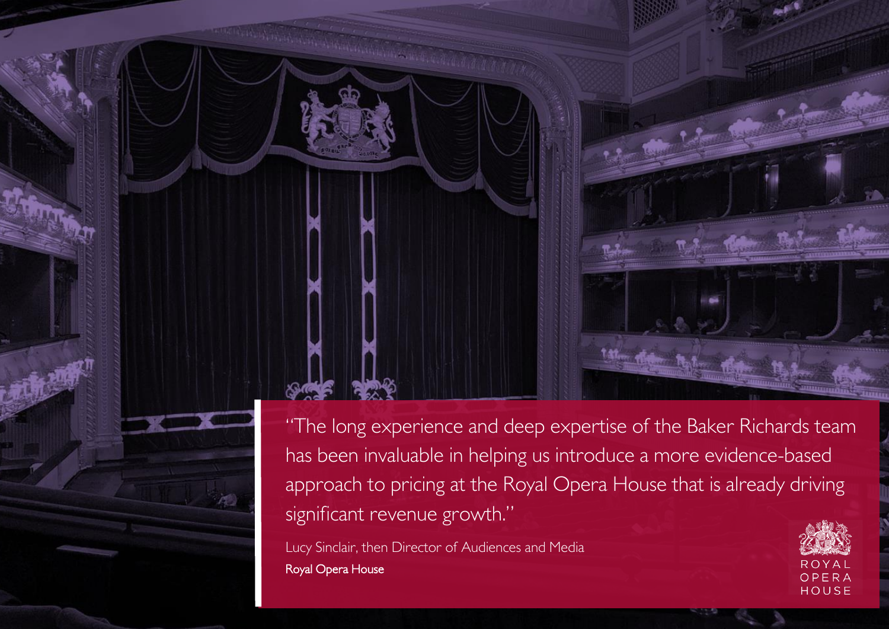"The long experience and deep expertise of the Baker Richards team has been invaluable in helping us introduce a more evidence-based approach to pricing at the Royal Opera House that is already driving significant revenue growth."

Lucy Sinclair, then Director of Audiences and Media
Royal Opera House

ROYAL
OPERA
HOUSE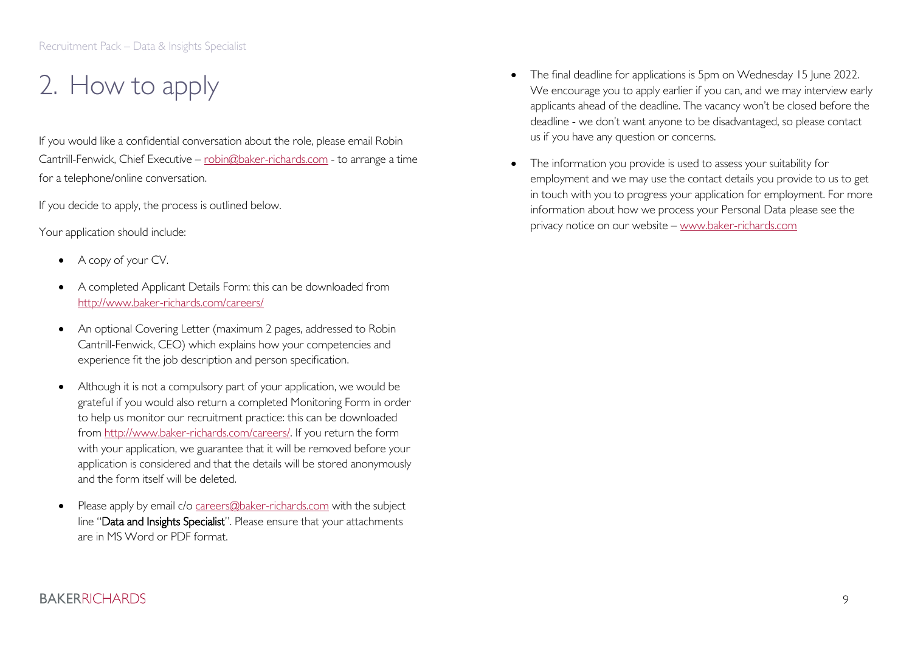# 2. How to apply

If you would like a confidential conversation about the role, please email Robin Cantrill-Fenwick, Chief Executive – robin@baker-richards.com - to arrange a time for a telephone/online conversation.

If you decide to apply, the process is outlined below.

Your application should include:

- A copy of your CV.
- A completed Applicant Details Form: this can be downloaded from http://www.baker-richards.com/careers/
- An optional Covering Letter (maximum 2 pages, addressed to Robin Cantrill-Fenwick, CEO) which explains how your competencies and experience fit the job description and person specification.
- Although it is not a compulsory part of your application, we would be grateful if you would also return a completed Monitoring Form in order to help us monitor our recruitment practice: this can be downloaded from http://www.baker-richards.com/careers/. If you return the form with your application, we guarantee that it will be removed before your application is considered and that the details will be stored anonymously and the form itself will be deleted.
- Please apply by email c/o careers@baker-richards.com with the subject line "**Data and Insights Specialist**". Please ensure that your attachments are in MS Word or PDF format.
- The final deadline for applications is 5pm on Wednesday 15 June 2022. We encourage you to apply earlier if you can, and we may interview early applicants ahead of the deadline. The vacancy won't be closed before the deadline - we don't want anyone to be disadvantaged, so please contact us if you have any question or concerns.
- The information you provide is used to assess your suitability for employment and we may use the contact details you provide to us to get in touch with you to progress your application for employment. For more information about how we process your Personal Data please see the privacy notice on our website – www.baker-richards.com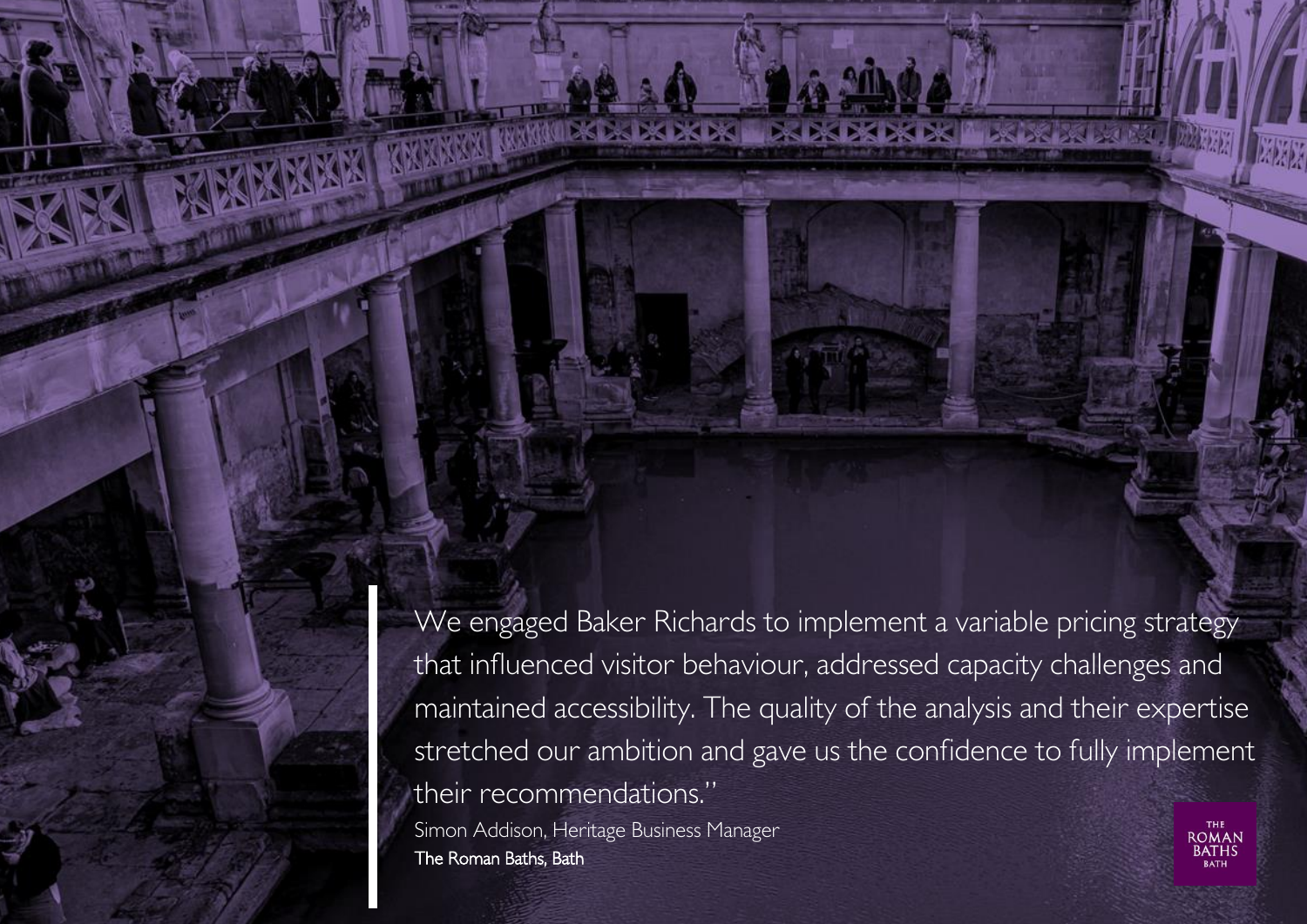> We engaged Baker Richards to implement a variable pricing strategy that influenced visitor behaviour, addressed capacity challenges and maintained accessibility. The quality of the analysis and their expertise stretched our ambition and gave us the confidence to fully implement their recommendations."

Simon Addison, Heritage Business Manager
**The Roman Baths, Bath**

THE ROMAN BATHS BATH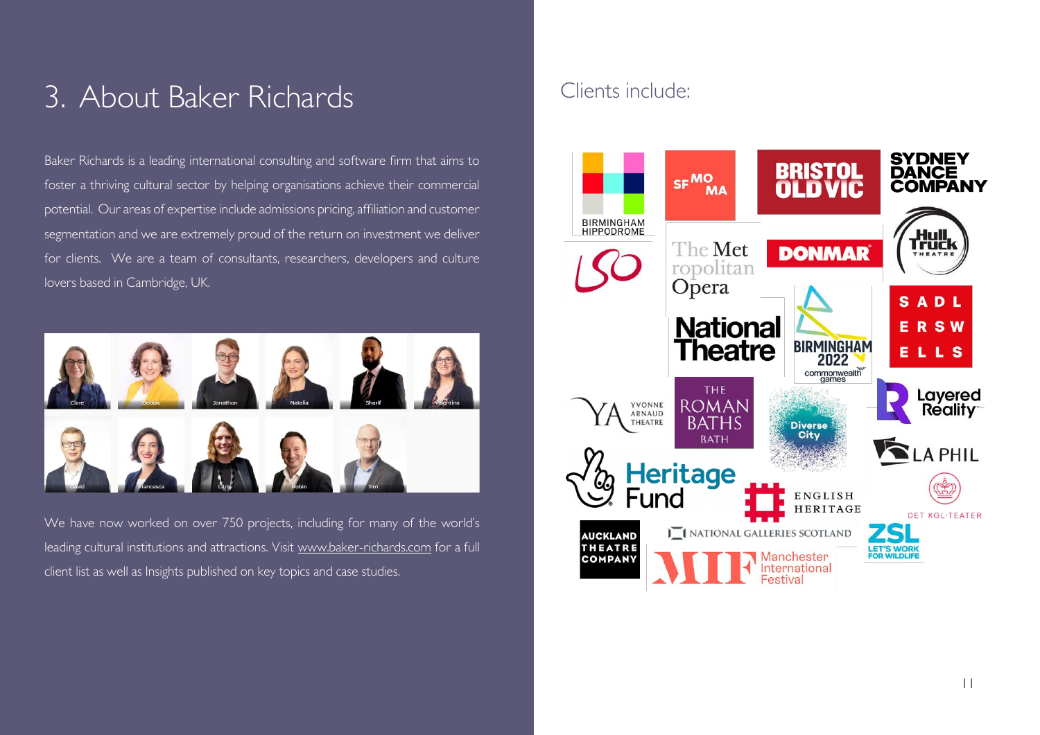# 3. About Baker Richards

Baker Richards is a leading international consulting and software firm that aims to foster a thriving cultural sector by helping organisations achieve their commercial potential. Our areas of expertise include admissions pricing, affiliation and customer segmentation and we are extremely proud of the return on investment we deliver for clients. We are a team of consultants, researchers, developers and culture lovers based in Cambridge, UK.

We have now worked on over 750 projects, including for many of the world's leading cultural institutions and attractions. Visit [www.baker-richards.com](http://www.baker-richards.com) for a full client list as well as Insights published on key topics and case studies.

## Clients include: